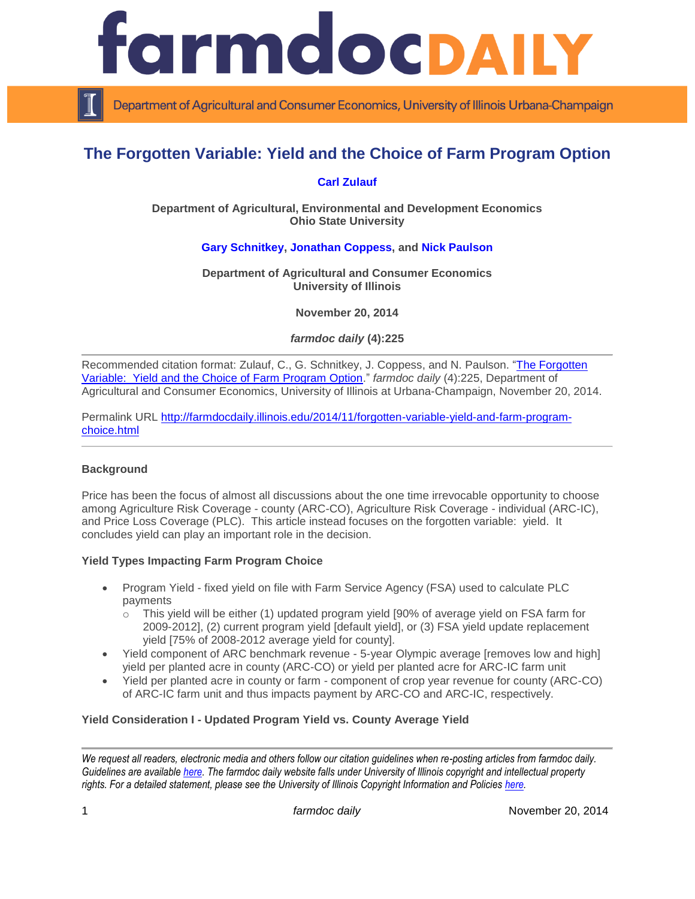# The Forgotten Variable: Yield and the Choice of Farm Program Option

**Carl Zulauf**

**Department of Agricultural, Environmental and Development Economics**
**Ohio State University**

**Gary Schnitkey, Jonathan Coppess, and Nick Paulson**

**Department of Agricultural and Consumer Economics**
**University of Illinois**

**November 20, 2014**

***farmdoc daily* (4):225**

Recommended citation format: Zulauf, C., G. Schnitkey, J. Coppess, and N. Paulson. "The Forgotten Variable: Yield and the Choice of Farm Program Option." *farmdoc daily* (4):225, Department of Agricultural and Consumer Economics, University of Illinois at Urbana-Champaign, November 20, 2014.

Permalink URL http://farmdocdaily.illinois.edu/2014/11/forgotten-variable-yield-and-farm-program-choice.html

### Background

Price has been the focus of almost all discussions about the one time irrevocable opportunity to choose among Agriculture Risk Coverage - county (ARC-CO), Agriculture Risk Coverage - individual (ARC-IC), and Price Loss Coverage (PLC). This article instead focuses on the forgotten variable: yield. It concludes yield can play an important role in the decision.

### Yield Types Impacting Farm Program Choice

- Program Yield - fixed yield on file with Farm Service Agency (FSA) used to calculate PLC payments
  - This yield will be either (1) updated program yield [90% of average yield on FSA farm for 2009-2012], (2) current program yield [default yield], or (3) FSA yield update replacement yield [75% of 2008-2012 average yield for county].
- Yield component of ARC benchmark revenue - 5-year Olympic average [removes low and high] yield per planted acre in county (ARC-CO) or yield per planted acre for ARC-IC farm unit
- Yield per planted acre in county or farm - component of crop year revenue for county (ARC-CO) of ARC-IC farm unit and thus impacts payment by ARC-CO and ARC-IC, respectively.

### Yield Consideration I - Updated Program Yield vs. County Average Yield

*We request all readers, electronic media and others follow our citation guidelines when re-posting articles from farmdoc daily. Guidelines are available here. The farmdoc daily website falls under University of Illinois copyright and intellectual property rights. For a detailed statement, please see the University of Illinois Copyright Information and Policies here.*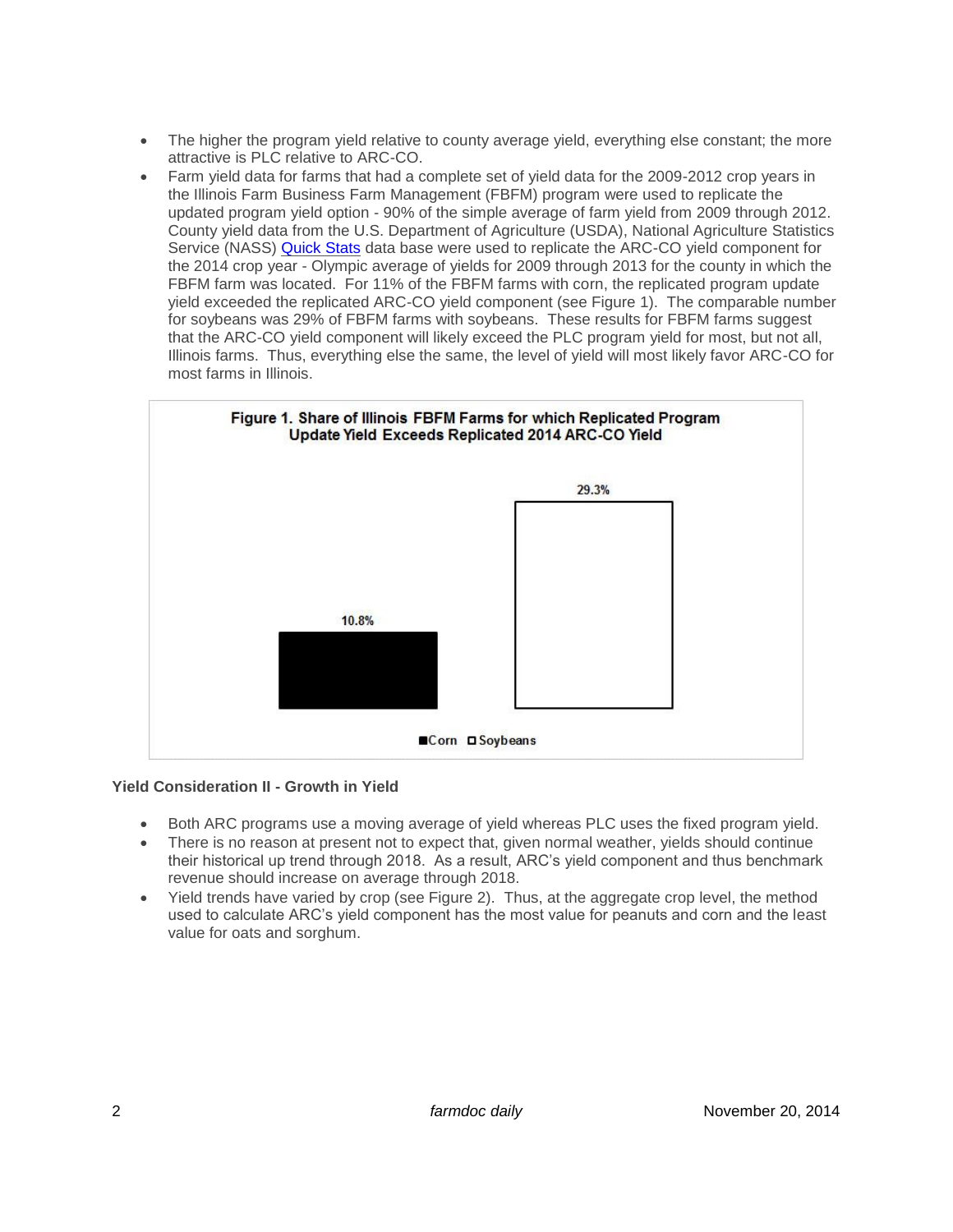- The higher the program yield relative to county average yield, everything else constant; the more attractive is PLC relative to ARC-CO.
- Farm yield data for farms that had a complete set of yield data for the 2009-2012 crop years in the Illinois Farm Business Farm Management (FBFM) program were used to replicate the updated program yield option - 90% of the simple average of farm yield from 2009 through 2012. County yield data from the U.S. Department of Agriculture (USDA), National Agriculture Statistics Service (NASS) Quick Stats data base were used to replicate the ARC-CO yield component for the 2014 crop year - Olympic average of yields for 2009 through 2013 for the county in which the FBFM farm was located. For 11% of the FBFM farms with corn, the replicated program update yield exceeded the replicated ARC-CO yield component (see Figure 1). The comparable number for soybeans was 29% of FBFM farms with soybeans. These results for FBFM farms suggest that the ARC-CO yield component will likely exceed the PLC program yield for most, but not all, Illinois farms. Thus, everything else the same, the level of yield will most likely favor ARC-CO for most farms in Illinois.

**Figure 1. Share of Illinois FBFM Farms for which Replicated Program Update Yield Exceeds Replicated 2014 ARC-CO Yield**

| Crop | Share |
| --- | --- |
| Corn | 10.8% |
| Soybeans | 29.3% |

**Yield Consideration II - Growth in Yield**

- Both ARC programs use a moving average of yield whereas PLC uses the fixed program yield.
- There is no reason at present not to expect that, given normal weather, yields should continue their historical up trend through 2018. As a result, ARC's yield component and thus benchmark revenue should increase on average through 2018.
- Yield trends have varied by crop (see Figure 2). Thus, at the aggregate crop level, the method used to calculate ARC's yield component has the most value for peanuts and corn and the least value for oats and sorghum.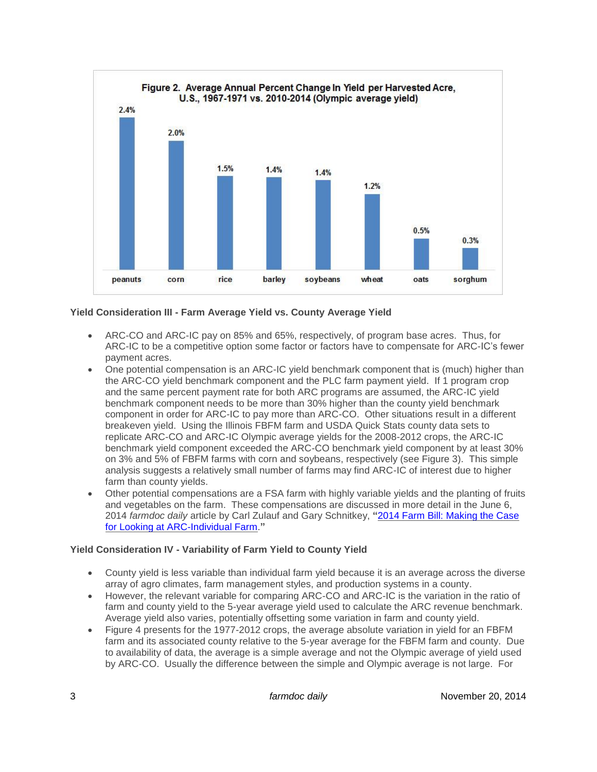**Figure 2. Average Annual Percent Change In Yield per Harvested Acre, U.S., 1967-1971 vs. 2010-2014 (Olympic average yield)**

| peanuts | corn | rice | barley | soybeans | wheat | oats | sorghum |
|---|---|---|---|---|---|---|---|
| 2.4% | 2.0% | 1.5% | 1.4% | 1.4% | 1.2% | 0.5% | 0.3% |

### Yield Consideration III - Farm Average Yield vs. County Average Yield

- ARC-CO and ARC-IC pay on 85% and 65%, respectively, of program base acres. Thus, for ARC-IC to be a competitive option some factor or factors have to compensate for ARC-IC's fewer payment acres.
- One potential compensation is an ARC-IC yield benchmark component that is (much) higher than the ARC-CO yield benchmark component and the PLC farm payment yield. If 1 program crop and the same percent payment rate for both ARC programs are assumed, the ARC-IC yield benchmark component needs to be more than 30% higher than the county yield benchmark component in order for ARC-IC to pay more than ARC-CO. Other situations result in a different breakeven yield. Using the Illinois FBFM farm and USDA Quick Stats county data sets to replicate ARC-CO and ARC-IC Olympic average yields for the 2008-2012 crops, the ARC-IC benchmark yield component exceeded the ARC-CO benchmark yield component by at least 30% on 3% and 5% of FBFM farms with corn and soybeans, respectively (see Figure 3). This simple analysis suggests a relatively small number of farms may find ARC-IC of interest due to higher farm than county yields.
- Other potential compensations are a FSA farm with highly variable yields and the planting of fruits and vegetables on the farm. These compensations are discussed in more detail in the June 6, 2014 *farmdoc daily* article by Carl Zulauf and Gary Schnitkey, **"**2014 Farm Bill: Making the Case for Looking at ARC-Individual Farm.**"**

### Yield Consideration IV - Variability of Farm Yield to County Yield

- County yield is less variable than individual farm yield because it is an average across the diverse array of agro climates, farm management styles, and production systems in a county.
- However, the relevant variable for comparing ARC-CO and ARC-IC is the variation in the ratio of farm and county yield to the 5-year average yield used to calculate the ARC revenue benchmark. Average yield also varies, potentially offsetting some variation in farm and county yield.
- Figure 4 presents for the 1977-2012 crops, the average absolute variation in yield for an FBFM farm and its associated county relative to the 5-year average for the FBFM farm and county. Due to availability of data, the average is a simple average and not the Olympic average of yield used by ARC-CO. Usually the difference between the simple and Olympic average is not large. For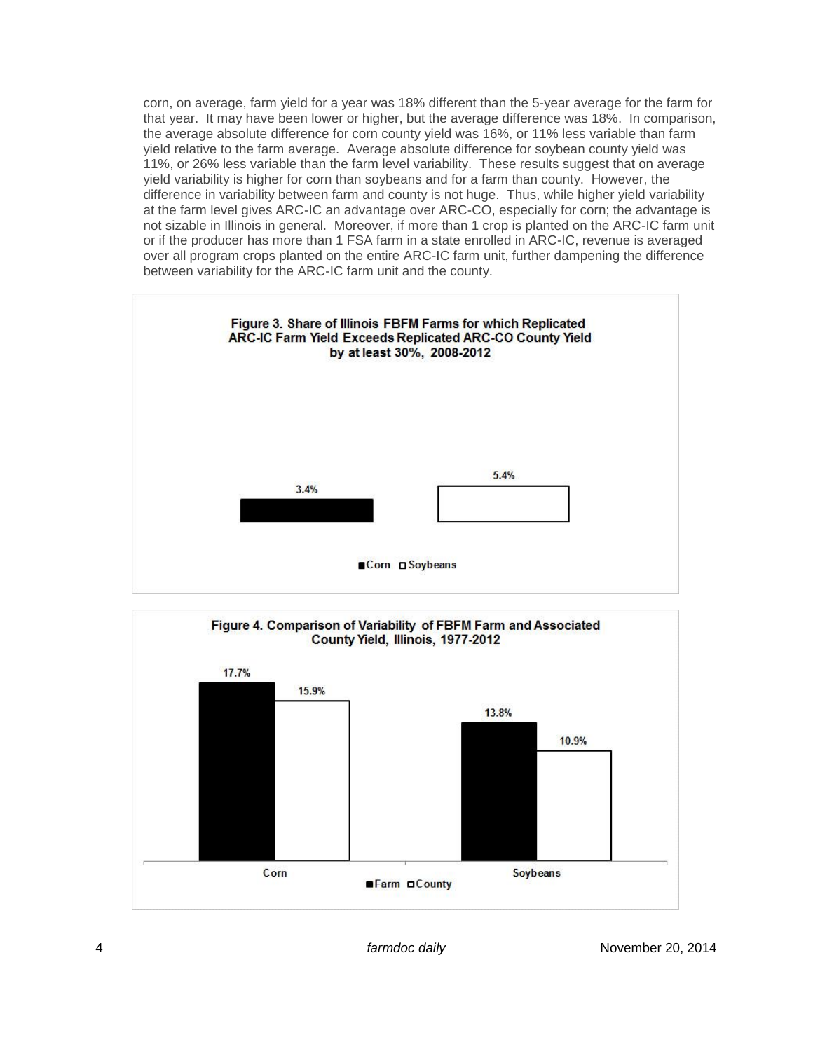corn, on average, farm yield for a year was 18% different than the 5-year average for the farm for that year. It may have been lower or higher, but the average difference was 18%. In comparison, the average absolute difference for corn county yield was 16%, or 11% less variable than farm yield relative to the farm average. Average absolute difference for soybean county yield was 11%, or 26% less variable than the farm level variability. These results suggest that on average yield variability is higher for corn than soybeans and for a farm than county. However, the difference in variability between farm and county is not huge. Thus, while higher yield variability at the farm level gives ARC-IC an advantage over ARC-CO, especially for corn; the advantage is not sizable in Illinois in general. Moreover, if more than 1 crop is planted on the ARC-IC farm unit or if the producer has more than 1 FSA farm in a state enrolled in ARC-IC, revenue is averaged over all program crops planted on the entire ARC-IC farm unit, further dampening the difference between variability for the ARC-IC farm unit and the county.

**Figure 3. Share of Illinois FBFM Farms for which Replicated ARC-IC Farm Yield Exceeds Replicated ARC-CO County Yield by at least 30%, 2008-2012**

| Corn | Soybeans |
|---|---|
| 3.4% | 5.4% |

**Figure 4. Comparison of Variability of FBFM Farm and Associated County Yield, Illinois, 1977-2012**

| | Farm | County |
|---|---|---|
| Corn | 17.7% | 15.9% |
| Soybeans | 13.8% | 10.9% |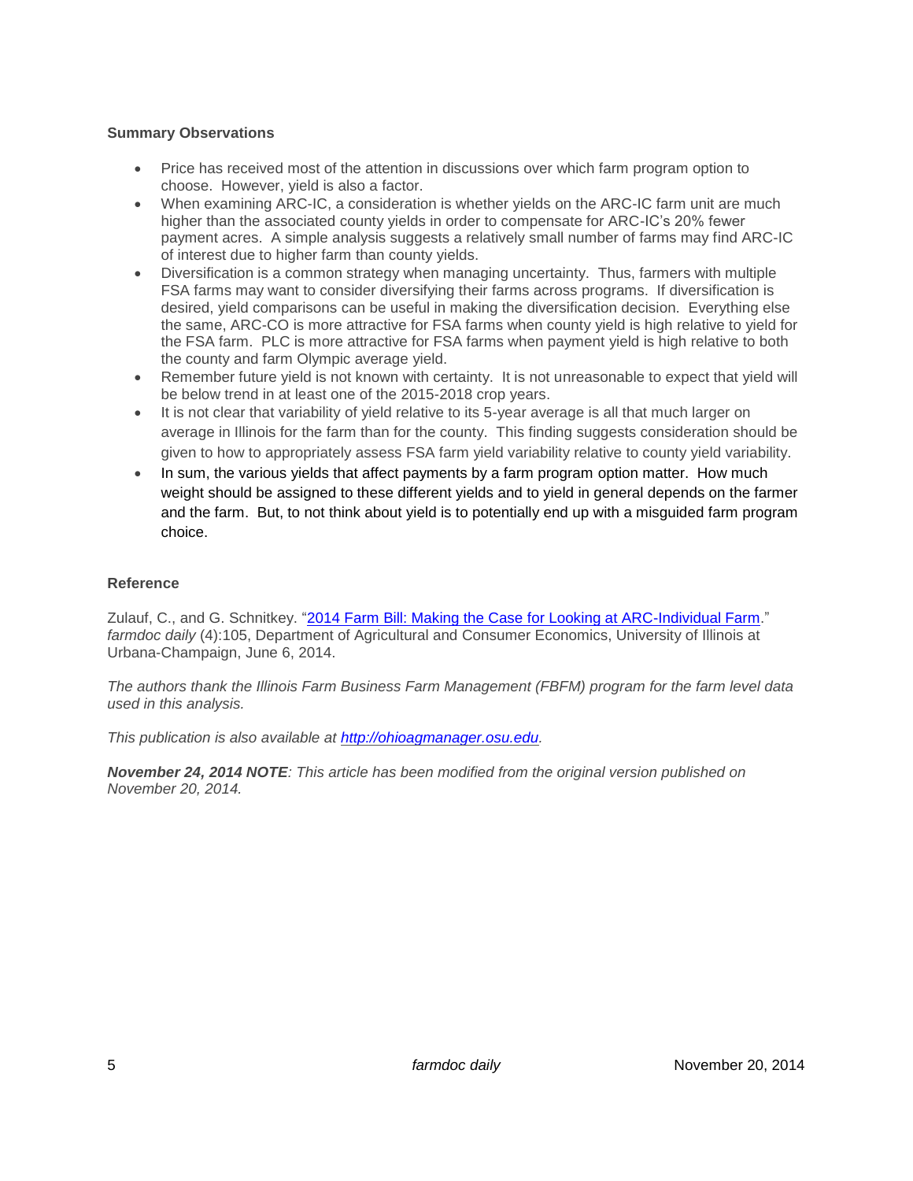**Summary Observations**

- Price has received most of the attention in discussions over which farm program option to choose. However, yield is also a factor.
- When examining ARC-IC, a consideration is whether yields on the ARC-IC farm unit are much higher than the associated county yields in order to compensate for ARC-IC's 20% fewer payment acres. A simple analysis suggests a relatively small number of farms may find ARC-IC of interest due to higher farm than county yields.
- Diversification is a common strategy when managing uncertainty. Thus, farmers with multiple FSA farms may want to consider diversifying their farms across programs. If diversification is desired, yield comparisons can be useful in making the diversification decision. Everything else the same, ARC-CO is more attractive for FSA farms when county yield is high relative to yield for the FSA farm. PLC is more attractive for FSA farms when payment yield is high relative to both the county and farm Olympic average yield.
- Remember future yield is not known with certainty. It is not unreasonable to expect that yield will be below trend in at least one of the 2015-2018 crop years.
- It is not clear that variability of yield relative to its 5-year average is all that much larger on average in Illinois for the farm than for the county. This finding suggests consideration should be given to how to appropriately assess FSA farm yield variability relative to county yield variability.
- In sum, the various yields that affect payments by a farm program option matter. How much weight should be assigned to these different yields and to yield in general depends on the farmer and the farm. But, to not think about yield is to potentially end up with a misguided farm program choice.

**Reference**

Zulauf, C., and G. Schnitkey. "2014 Farm Bill: Making the Case for Looking at ARC-Individual Farm." *farmdoc daily* (4):105, Department of Agricultural and Consumer Economics, University of Illinois at Urbana-Champaign, June 6, 2014.

*The authors thank the Illinois Farm Business Farm Management (FBFM) program for the farm level data used in this analysis.*

*This publication is also available at http://ohioagmanager.osu.edu.*

***November 24, 2014 NOTE**: This article has been modified from the original version published on November 20, 2014.*